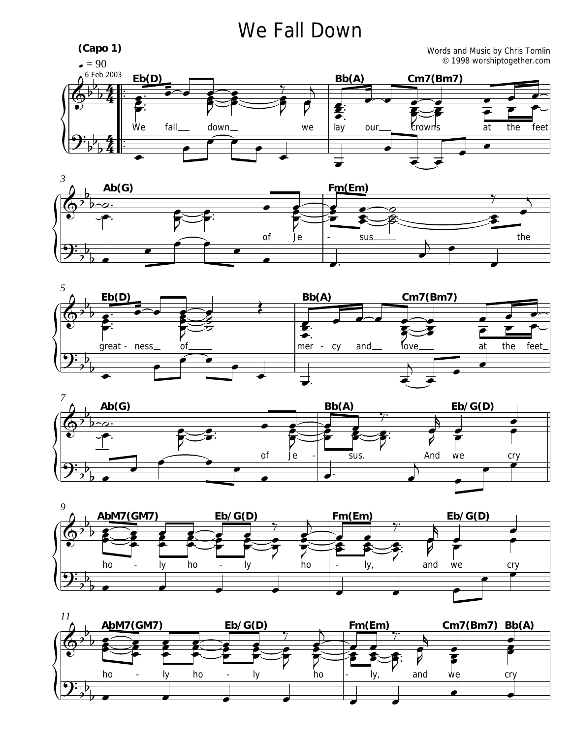# We Fall Down

(Capo 1)

♩ = 90

6 Feb 2003

Words and Music by Chris Tomlin
© 1998 worshiptogether.com

Eb(D) — Bb(A) — Cm7(Bm7)

We fall down we lay our crowns at the feet

3 Ab(G) — Fm(Em)

of Je - sus the

5 Eb(D) — Bb(A) — Cm7(Bm7)

great - ness of mer - cy and love at the feet

7 Ab(G) — Bb(A) — Eb/G(D)

of Je - sus. And we cry

9 AbM7(GM7) — Eb/G(D) — Fm(Em) — Eb/G(D)

ho - ly ho - ly ho - ly, and we cry

11 AbM7(GM7) — Eb/G(D) — Fm(Em) — Cm7(Bm7) Bb(A)

ho - ly ho - ly ho - ly, and we cry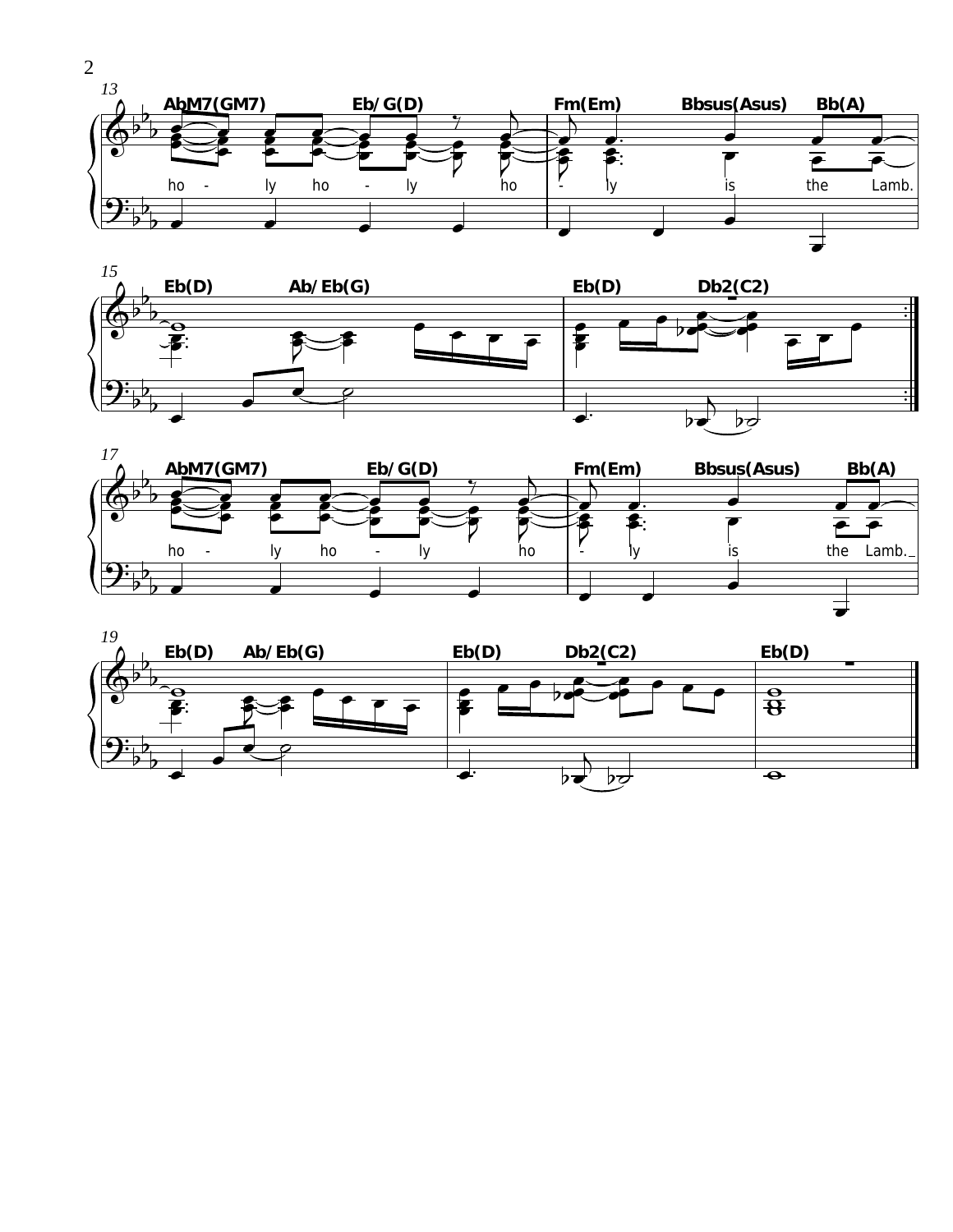13

AbM7(GM7) Eb/G(D) Fm(Em) Bbsus(Asus) Bb(A)

ho - ly ho - ly ho - ly is the Lamb.

15

Eb(D) Ab/Eb(G) Eb(D) Db2(C2)

17

AbM7(GM7) Eb/G(D) Fm(Em) Bbsus(Asus) Bb(A)

ho - ly ho - ly ho - ly is the Lamb._

19

Eb(D) Ab/Eb(G) Eb(D) Db2(C2) Eb(D)